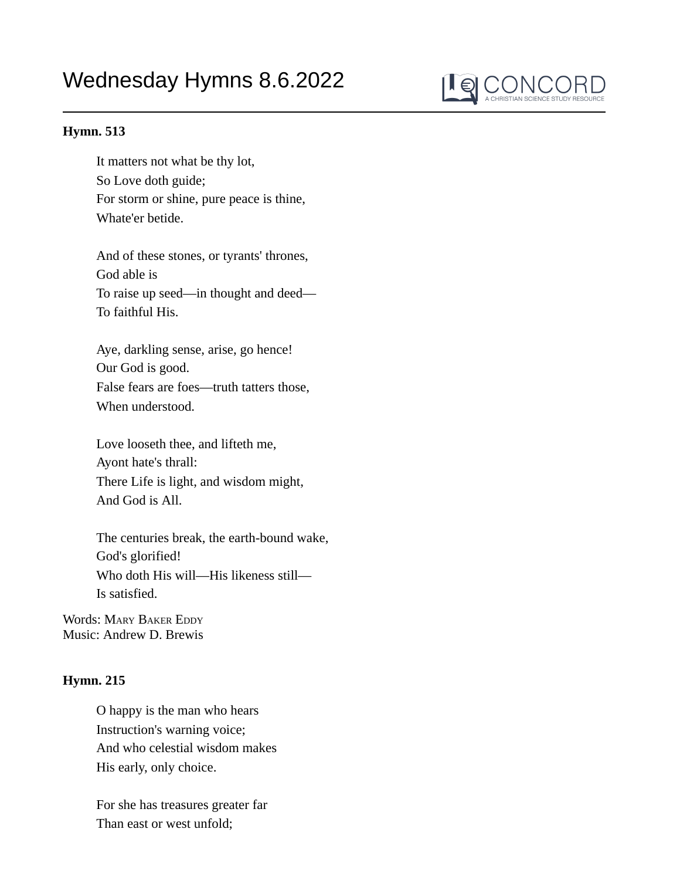# Wednesday Hymns 8.6.2022

**Hymn. 513**

It matters not what be thy lot,
So Love doth guide;
For storm or shine, pure peace is thine,
Whate'er betide.

And of these stones, or tyrants' thrones,
God able is
To raise up seed—in thought and deed—
To faithful His.

Aye, darkling sense, arise, go hence!
Our God is good.
False fears are foes—truth tatters those,
When understood.

Love looseth thee, and lifteth me,
Ayont hate's thrall:
There Life is light, and wisdom might,
And God is All.

The centuries break, the earth-bound wake,
God's glorified!
Who doth His will—His likeness still—
Is satisfied.

Words: Mary Baker Eddy
Music: Andrew D. Brewis

**Hymn. 215**

O happy is the man who hears
Instruction's warning voice;
And who celestial wisdom makes
His early, only choice.

For she has treasures greater far
Than east or west unfold;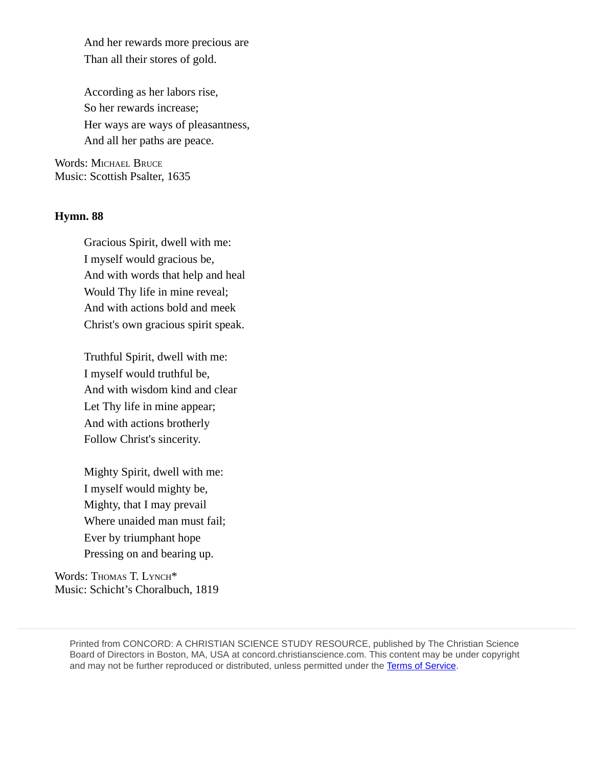And her rewards more precious are
Than all their stores of gold.

According as her labors rise,
So her rewards increase;
Her ways are ways of pleasantness,
And all her paths are peace.

Words: Michael Bruce
Music: Scottish Psalter, 1635

**Hymn. 88**

Gracious Spirit, dwell with me:
I myself would gracious be,
And with words that help and heal
Would Thy life in mine reveal;
And with actions bold and meek
Christ's own gracious spirit speak.

Truthful Spirit, dwell with me:
I myself would truthful be,
And with wisdom kind and clear
Let Thy life in mine appear;
And with actions brotherly
Follow Christ's sincerity.

Mighty Spirit, dwell with me:
I myself would mighty be,
Mighty, that I may prevail
Where unaided man must fail;
Ever by triumphant hope
Pressing on and bearing up.

Words: Thomas T. Lynch*
Music: Schicht's Choralbuch, 1819

Printed from CONCORD: A CHRISTIAN SCIENCE STUDY RESOURCE, published by The Christian Science Board of Directors in Boston, MA, USA at concord.christianscience.com. This content may be under copyright and may not be further reproduced or distributed, unless permitted under the Terms of Service.